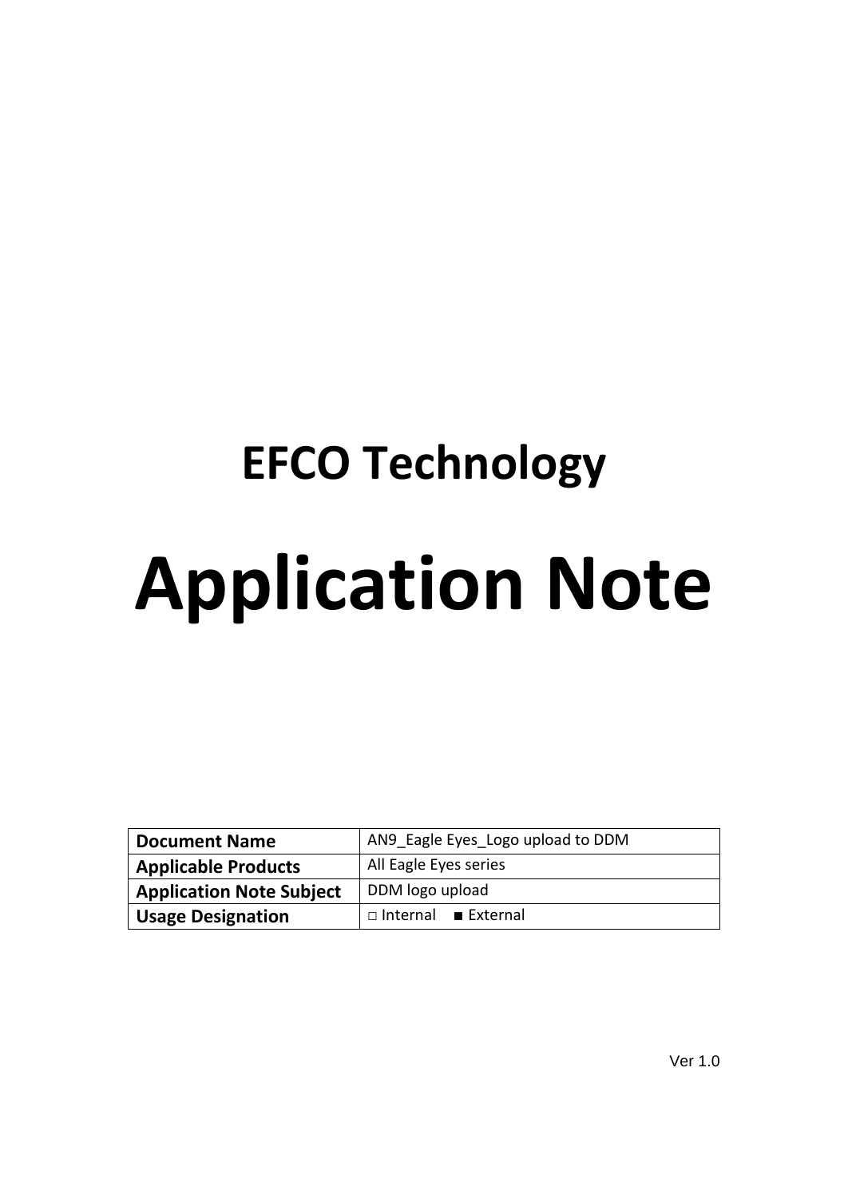# EFCO Technology

# Application Note

| Document Name | AN9_Eagle Eyes_Logo upload to DDM |
| --- | --- |
| Applicable Products | All Eagle Eyes series |
| Application Note Subject | DDM logo upload |
| Usage Designation | □ Internal ■ External |

Ver 1.0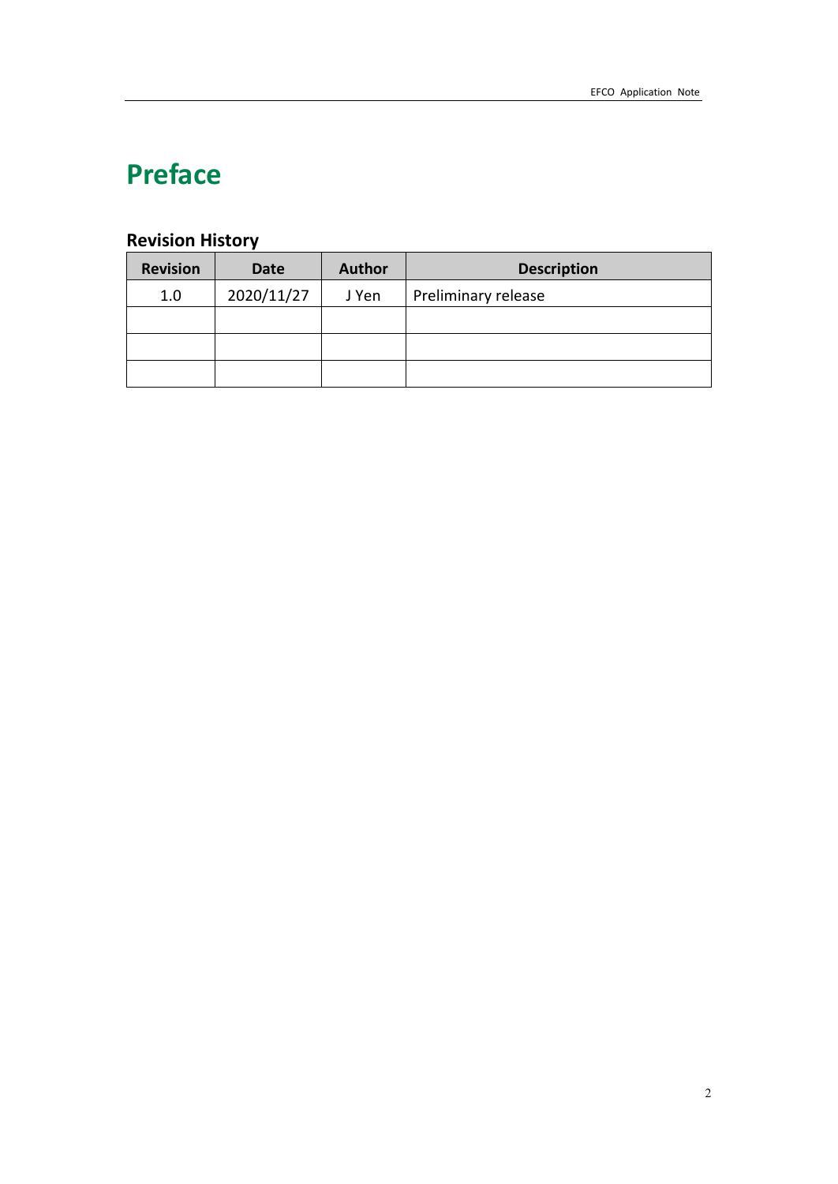# Preface

## Revision History

| Revision | Date | Author | Description |
|---|---|---|---|
| 1.0 | 2020/11/27 | J Yen | Preliminary release |
| | | | |
| | | | |
| | | | |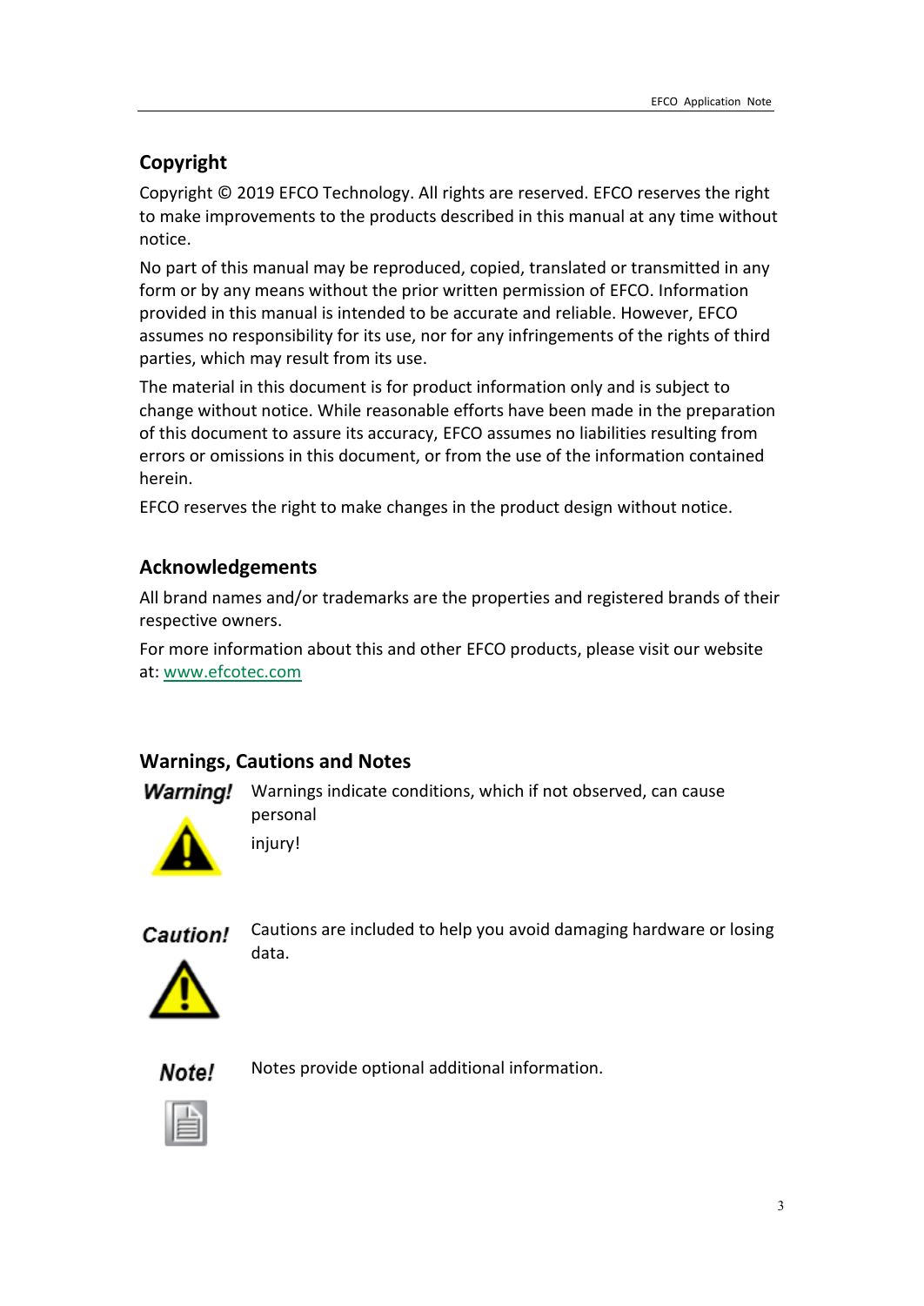## Copyright

Copyright © 2019 EFCO Technology. All rights are reserved. EFCO reserves the right to make improvements to the products described in this manual at any time without notice.

No part of this manual may be reproduced, copied, translated or transmitted in any form or by any means without the prior written permission of EFCO. Information provided in this manual is intended to be accurate and reliable. However, EFCO assumes no responsibility for its use, nor for any infringements of the rights of third parties, which may result from its use.

The material in this document is for product information only and is subject to change without notice. While reasonable efforts have been made in the preparation of this document to assure its accuracy, EFCO assumes no liabilities resulting from errors or omissions in this document, or from the use of the information contained herein.

EFCO reserves the right to make changes in the product design without notice.

## Acknowledgements

All brand names and/or trademarks are the properties and registered brands of their respective owners.

For more information about this and other EFCO products, please visit our website at: www.efcotec.com

## Warnings, Cautions and Notes

***Warning!*** Warnings indicate conditions, which if not observed, can cause personal injury!

***Caution!*** Cautions are included to help you avoid damaging hardware or losing data.

***Note!*** Notes provide optional additional information.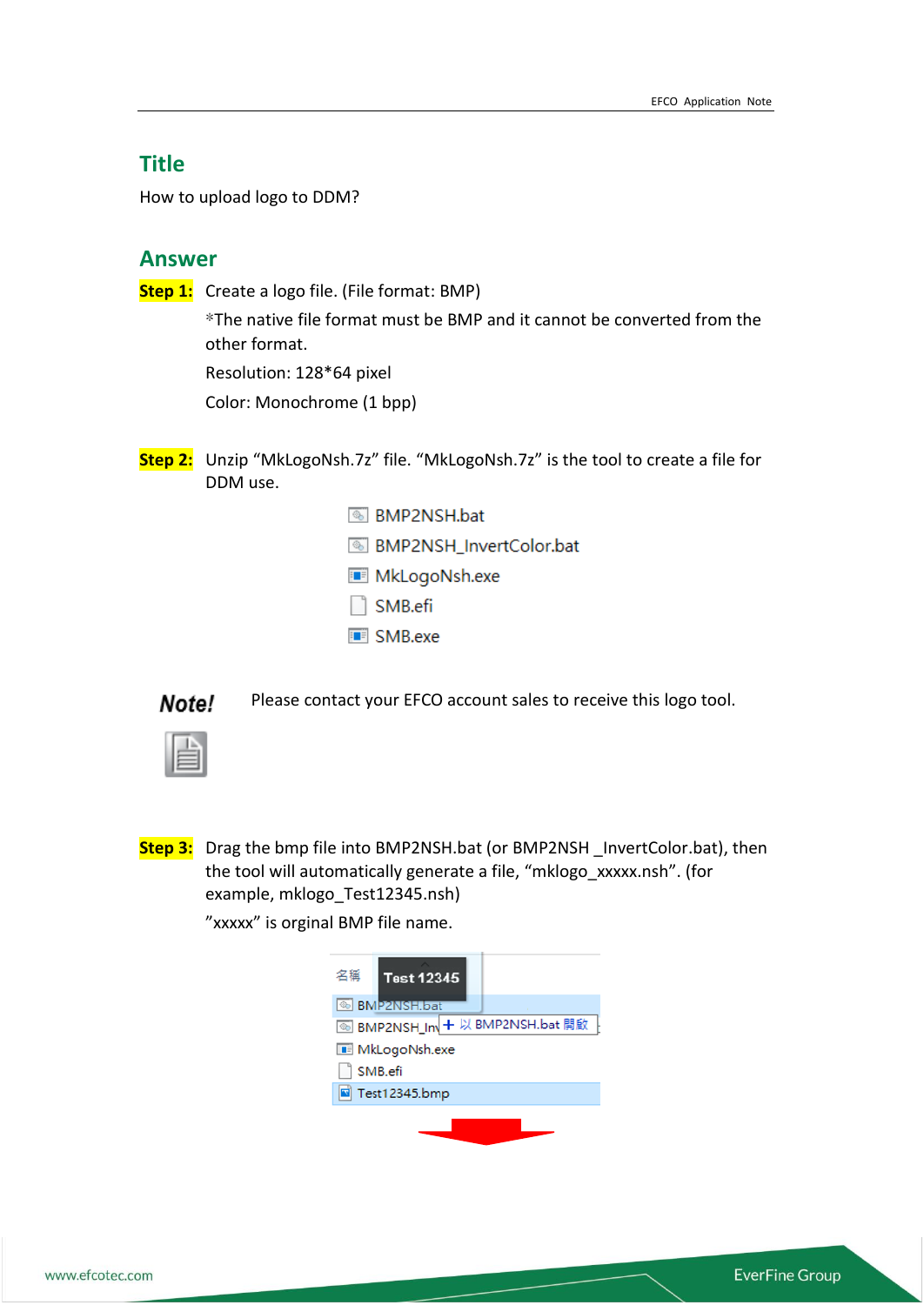## Title

How to upload logo to DDM?

## Answer

**Step 1:** Create a logo file. (File format: BMP)

*The native file format must be BMP and it cannot be converted from the other format.

Resolution: 128*64 pixel

Color: Monochrome (1 bpp)

**Step 2:** Unzip “MkLogoNsh.7z” file. “MkLogoNsh.7z” is the tool to create a file for DDM use.

- BMP2NSH.bat
- BMP2NSH_InvertColor.bat
- MkLogoNsh.exe
- SMB.efi
- SMB.exe

**Note!** Please contact your EFCO account sales to receive this logo tool.

**Step 3:** Drag the bmp file into BMP2NSH.bat (or BMP2NSH _InvertColor.bat), then the tool will automatically generate a file, “mklogo_xxxxx.nsh”. (for example, mklogo_Test12345.nsh)

”xxxxx” is orginal BMP file name.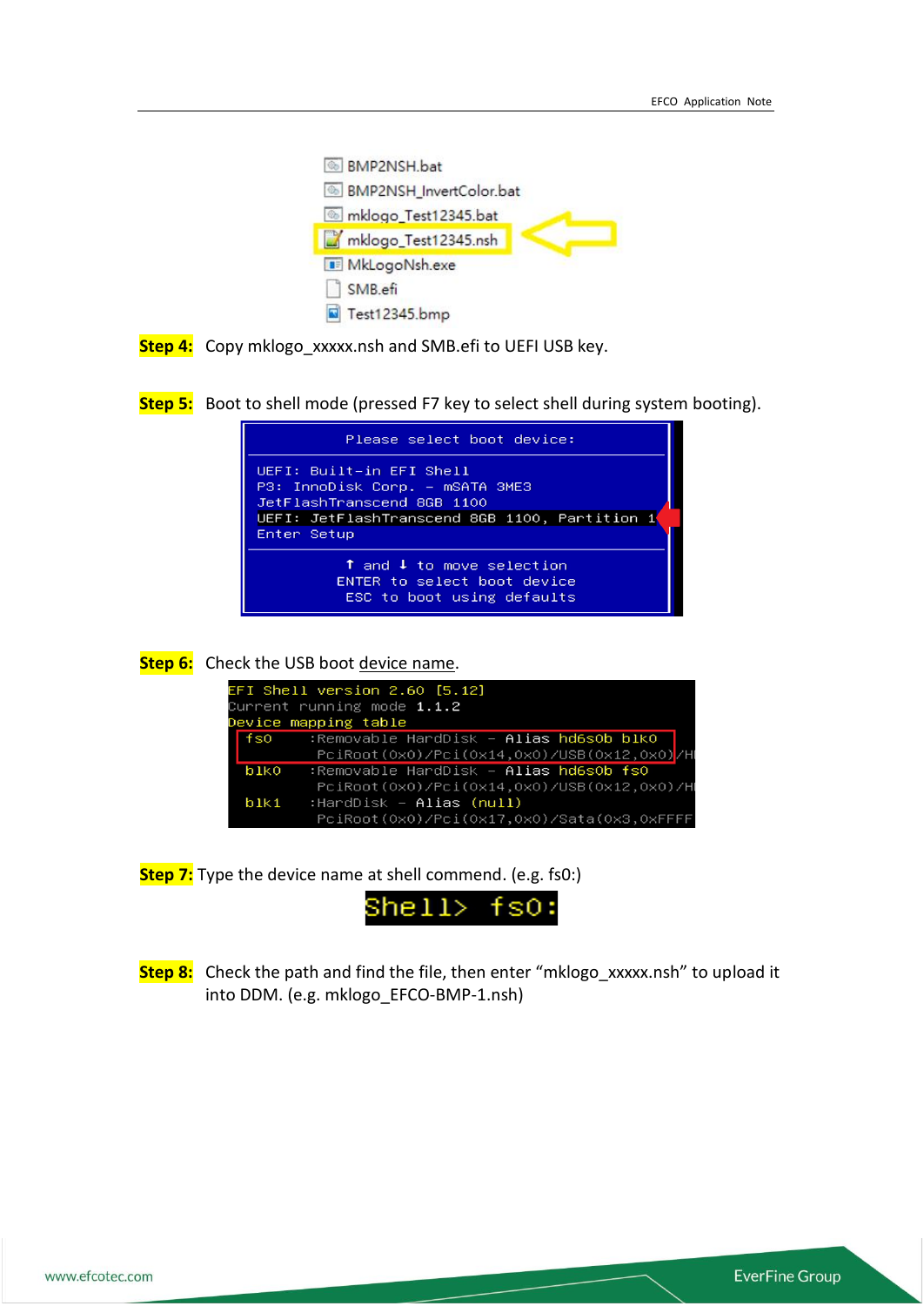BMP2NSH.bat
BMP2NSH_InvertColor.bat
mklogo_Test12345.bat
mklogo_Test12345.nsh
MkLogoNsh.exe
SMB.efi
Test12345.bmp

**Step 4:** Copy mklogo_xxxxx.nsh and SMB.efi to UEFI USB key.

**Step 5:** Boot to shell mode (pressed F7 key to select shell during system booting).

```
Please select boot device:

UEFI: Built-in EFI Shell
P3: InnoDisk Corp. - mSATA 3ME3
JetFlashTranscend 8GB 1100
UEFI: JetFlashTranscend 8GB 1100, Partition 1
Enter Setup

↑ and ↓ to move selection
ENTER to select boot device
ESC to boot using defaults
```

**Step 6:** Check the USB boot device name.

```
EFI Shell version 2.60 [5.12]
Current running mode 1.1.2
Device mapping table
  fs0     :Removable HardDisk - Alias hd6s0b blk0
           PciRoot(0x0)/Pci(0x14,0x0)/USB(0x12,0x0)/H
  blk0    :Removable HardDisk - Alias hd6s0b fs0
           PciRoot(0x0)/Pci(0x14,0x0)/USB(0x12,0x0)/H
  blk1    :HardDisk - Alias (null)
           PciRoot(0x0)/Pci(0x17,0x0)/Sata(0x3,0xFFFF
```

**Step 7:** Type the device name at shell commend. (e.g. fs0:)

```
Shell> fs0:
```

**Step 8:** Check the path and find the file, then enter "mklogo_xxxxx.nsh" to upload it into DDM. (e.g. mklogo_EFCO-BMP-1.nsh)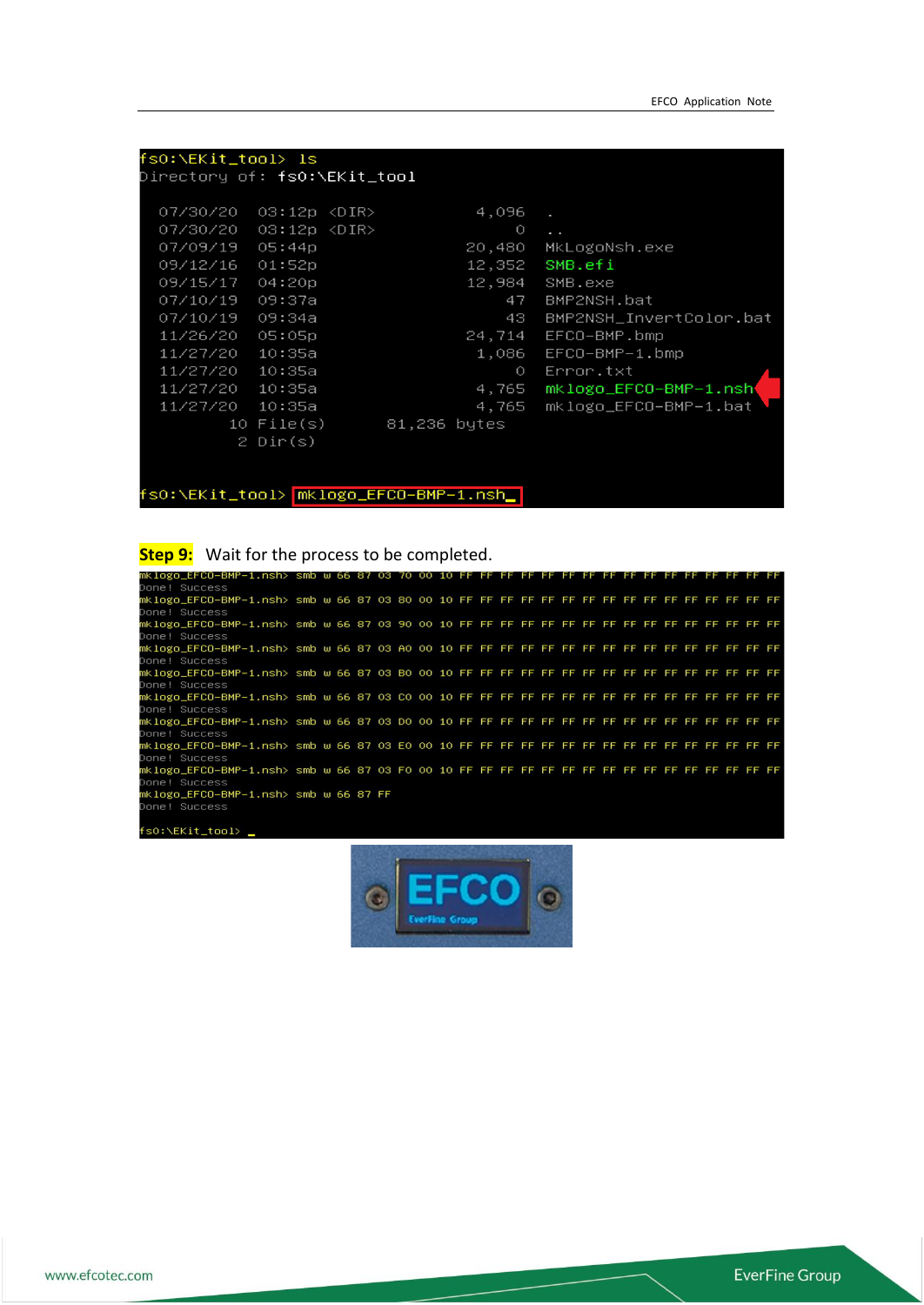```
fs0:\EKit_tool> ls
Directory of: fs0:\EKit_tool

  07/30/20  03:12p <DIR>          4,096  .
  07/30/20  03:12p <DIR>              0  ..
  07/09/19  05:44p               20,480  MkLogoNsh.exe
  09/12/16  01:52p               12,352  SMB.efi
  09/15/17  04:20p               12,984  SMB.exe
  07/10/19  09:37a                   47  BMP2NSH.bat
  07/10/19  09:34a                   43  BMP2NSH_InvertColor.bat
  11/26/20  05:05p               24,714  EFCO-BMP.bmp
  11/27/20  10:35a                1,086  EFCO-BMP-1.bmp
  11/27/20  10:35a                    0  Error.txt
  11/27/20  10:35a                4,765  mklogo_EFCO-BMP-1.nsh
  11/27/20  10:35a                4,765  mklogo_EFCO-BMP-1.bat
          10 File(s)       81,236 bytes
           2 Dir(s)

fs0:\EKit_tool> mklogo_EFCO-BMP-1.nsh_
```

**Step 9:** Wait for the process to be completed.

```
mklogo_EFCO-BMP-1.nsh> smb w 66 87 03 70 00 10 FF FF FF FF FF FF FF FF FF FF FF FF FF FF FF FF
Done! Success
mklogo_EFCO-BMP-1.nsh> smb w 66 87 03 80 00 10 FF FF FF FF FF FF FF FF FF FF FF FF FF FF FF FF
Done! Success
mklogo_EFCO-BMP-1.nsh> smb w 66 87 03 90 00 10 FF FF FF FF FF FF FF FF FF FF FF FF FF FF FF FF
Done! Success
mklogo_EFCO-BMP-1.nsh> smb w 66 87 03 A0 00 10 FF FF FF FF FF FF FF FF FF FF FF FF FF FF FF FF
Done! Success
mklogo_EFCO-BMP-1.nsh> smb w 66 87 03 B0 00 10 FF FF FF FF FF FF FF FF FF FF FF FF FF FF FF FF
Done! Success
mklogo_EFCO-BMP-1.nsh> smb w 66 87 03 C0 00 10 FF FF FF FF FF FF FF FF FF FF FF FF FF FF FF FF
Done! Success
mklogo_EFCO-BMP-1.nsh> smb w 66 87 03 D0 00 10 FF FF FF FF FF FF FF FF FF FF FF FF FF FF FF FF
Done! Success
mklogo_EFCO-BMP-1.nsh> smb w 66 87 03 E0 00 10 FF FF FF FF FF FF FF FF FF FF FF FF FF FF FF FF
Done! Success
mklogo_EFCO-BMP-1.nsh> smb w 66 87 03 F0 00 10 FF FF FF FF FF FF FF FF FF FF FF FF FF FF FF FF
Done! Success
mklogo_EFCO-BMP-1.nsh> smb w 66 87 FF
Done! Success

fs0:\EKit_tool> _
```